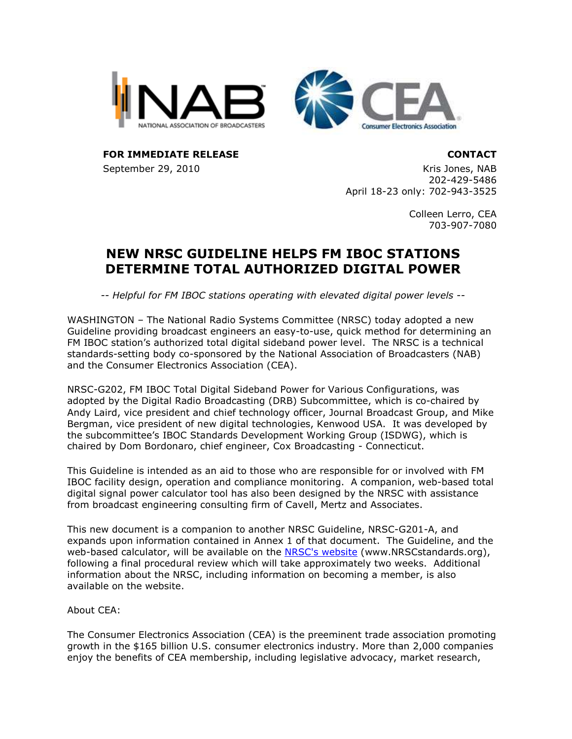**FOR IMMEDIATE RELEASE**
September 29, 2010

**CONTACT**
Kris Jones, NAB
202-429-5486
April 18-23 only: 702-943-3525

Colleen Lerro, CEA
703-907-7080

# NEW NRSC GUIDELINE HELPS FM IBOC STATIONS DETERMINE TOTAL AUTHORIZED DIGITAL POWER

*-- Helpful for FM IBOC stations operating with elevated digital power levels --*

WASHINGTON – The National Radio Systems Committee (NRSC) today adopted a new Guideline providing broadcast engineers an easy-to-use, quick method for determining an FM IBOC station's authorized total digital sideband power level. The NRSC is a technical standards-setting body co-sponsored by the National Association of Broadcasters (NAB) and the Consumer Electronics Association (CEA).

NRSC-G202, FM IBOC Total Digital Sideband Power for Various Configurations, was adopted by the Digital Radio Broadcasting (DRB) Subcommittee, which is co-chaired by Andy Laird, vice president and chief technology officer, Journal Broadcast Group, and Mike Bergman, vice president of new digital technologies, Kenwood USA. It was developed by the subcommittee's IBOC Standards Development Working Group (ISDWG), which is chaired by Dom Bordonaro, chief engineer, Cox Broadcasting - Connecticut.

This Guideline is intended as an aid to those who are responsible for or involved with FM IBOC facility design, operation and compliance monitoring. A companion, web-based total digital signal power calculator tool has also been designed by the NRSC with assistance from broadcast engineering consulting firm of Cavell, Mertz and Associates.

This new document is a companion to another NRSC Guideline, NRSC-G201-A, and expands upon information contained in Annex 1 of that document. The Guideline, and the web-based calculator, will be available on the NRSC's website (www.NRSCstandards.org), following a final procedural review which will take approximately two weeks. Additional information about the NRSC, including information on becoming a member, is also available on the website.

About CEA:

The Consumer Electronics Association (CEA) is the preeminent trade association promoting growth in the $165 billion U.S. consumer electronics industry. More than 2,000 companies enjoy the benefits of CEA membership, including legislative advocacy, market research,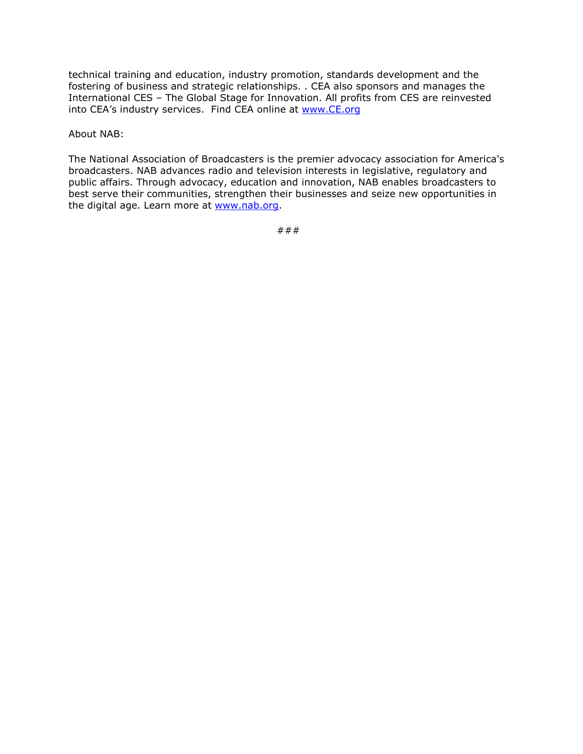technical training and education, industry promotion, standards development and the fostering of business and strategic relationships. . CEA also sponsors and manages the International CES – The Global Stage for Innovation. All profits from CES are reinvested into CEA's industry services.  Find CEA online at [www.CE.org](http://www.CE.org)

About NAB:

The National Association of Broadcasters is the premier advocacy association for America's broadcasters. NAB advances radio and television interests in legislative, regulatory and public affairs. Through advocacy, education and innovation, NAB enables broadcasters to best serve their communities, strengthen their businesses and seize new opportunities in the digital age. Learn more at [www.nab.org](http://www.nab.org).

###